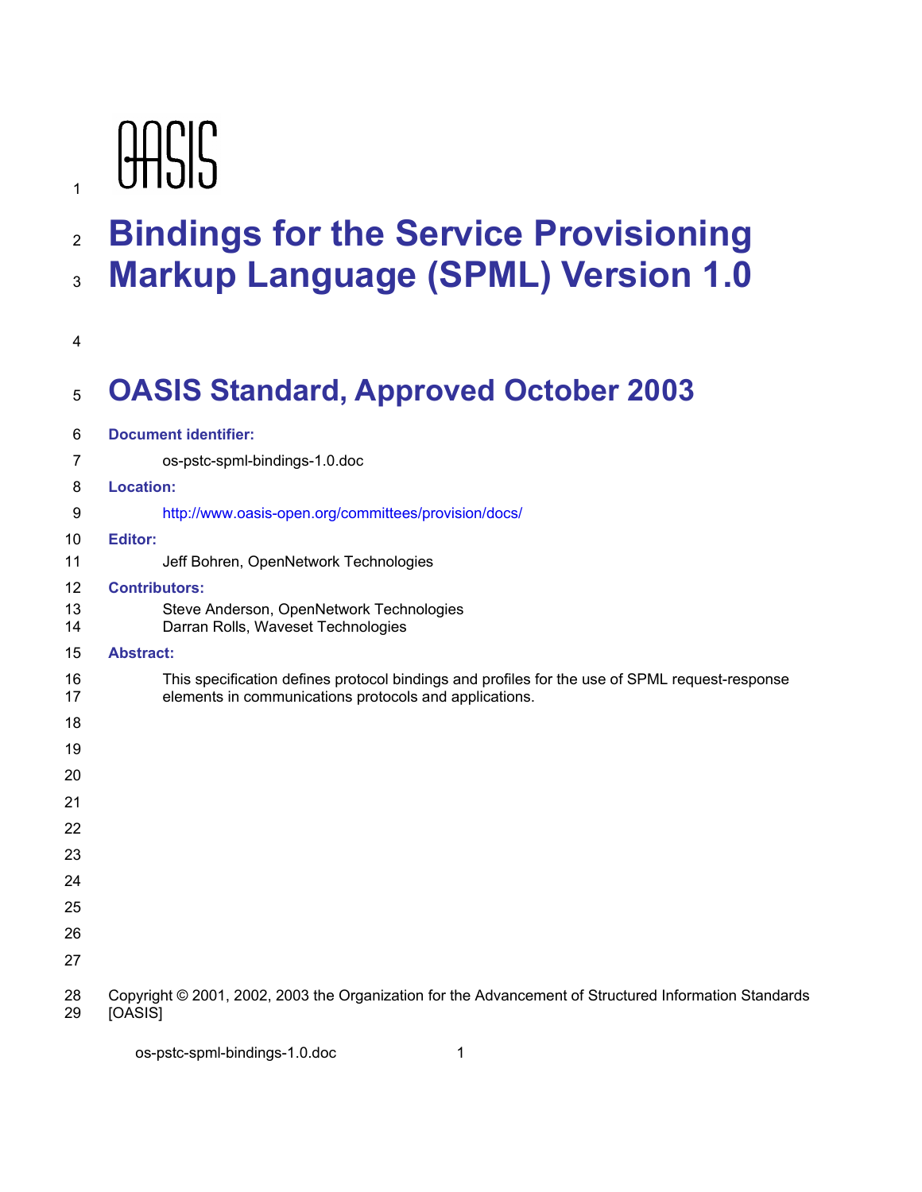OASIS

# Bindings for the Service Provisioning Markup Language (SPML) Version 1.0

## OASIS Standard, Approved October 2003

**Document identifier:**

os-pstc-spml-bindings-1.0.doc

**Location:**

http://www.oasis-open.org/committees/provision/docs/

**Editor:**

Jeff Bohren, OpenNetwork Technologies

**Contributors:**

Steve Anderson, OpenNetwork Technologies
Darran Rolls, Waveset Technologies

**Abstract:**

This specification defines protocol bindings and profiles for the use of SPML request-response elements in communications protocols and applications.

Copyright © 2001, 2002, 2003 the Organization for the Advancement of Structured Information Standards [OASIS]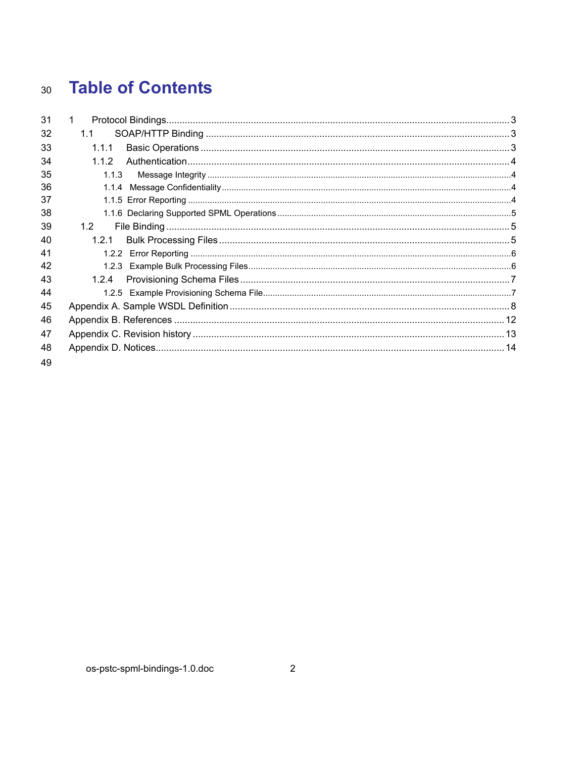# Table of Contents

1 Protocol Bindings ... 3
  1.1 SOAP/HTTP Binding ... 3
    1.1.1 Basic Operations ... 3
    1.1.2 Authentication ... 4
      1.1.3 Message Integrity ... 4
      1.1.4 Message Confidentiality ... 4
      1.1.5 Error Reporting ... 4
      1.1.6 Declaring Supported SPML Operations ... 5
  1.2 File Binding ... 5
    1.2.1 Bulk Processing Files ... 5
      1.2.2 Error Reporting ... 6
      1.2.3 Example Bulk Processing Files ... 6
    1.2.4 Provisioning Schema Files ... 7
      1.2.5 Example Provisioning Schema File ... 7

Appendix A. Sample WSDL Definition ... 8
Appendix B. References ... 12
Appendix C. Revision history ... 13
Appendix D. Notices ... 14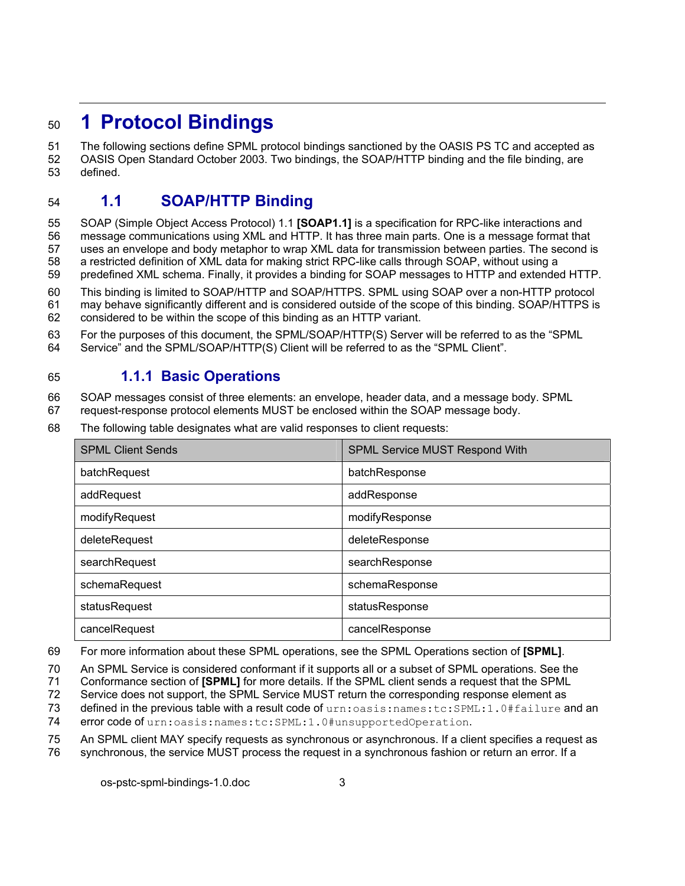# 1 Protocol Bindings

The following sections define SPML protocol bindings sanctioned by the OASIS PS TC and accepted as OASIS Open Standard October 2003. Two bindings, the SOAP/HTTP binding and the file binding, are defined.

## 1.1 SOAP/HTTP Binding

SOAP (Simple Object Access Protocol) 1.1 **[SOAP1.1]** is a specification for RPC-like interactions and message communications using XML and HTTP. It has three main parts. One is a message format that uses an envelope and body metaphor to wrap XML data for transmission between parties. The second is a restricted definition of XML data for making strict RPC-like calls through SOAP, without using a predefined XML schema. Finally, it provides a binding for SOAP messages to HTTP and extended HTTP.

This binding is limited to SOAP/HTTP and SOAP/HTTPS. SPML using SOAP over a non-HTTP protocol may behave significantly different and is considered outside of the scope of this binding. SOAP/HTTPS is considered to be within the scope of this binding as an HTTP variant.

For the purposes of this document, the SPML/SOAP/HTTP(S) Server will be referred to as the "SPML Service" and the SPML/SOAP/HTTP(S) Client will be referred to as the "SPML Client".

### 1.1.1 Basic Operations

SOAP messages consist of three elements: an envelope, header data, and a message body. SPML request-response protocol elements MUST be enclosed within the SOAP message body.

The following table designates what are valid responses to client requests:

| SPML Client Sends | SPML Service MUST Respond With |
|---|---|
| batchRequest | batchResponse |
| addRequest | addResponse |
| modifyRequest | modifyResponse |
| deleteRequest | deleteResponse |
| searchRequest | searchResponse |
| schemaRequest | schemaResponse |
| statusRequest | statusResponse |
| cancelRequest | cancelResponse |

For more information about these SPML operations, see the SPML Operations section of **[SPML]**.

An SPML Service is considered conformant if it supports all or a subset of SPML operations. See the Conformance section of **[SPML]** for more details. If the SPML client sends a request that the SPML Service does not support, the SPML Service MUST return the corresponding response element as defined in the previous table with a result code of `urn:oasis:names:tc:SPML:1.0#failure` and an error code of `urn:oasis:names:tc:SPML:1.0#unsupportedOperation`.

An SPML client MAY specify requests as synchronous or asynchronous. If a client specifies a request as synchronous, the service MUST process the request in a synchronous fashion or return an error. If a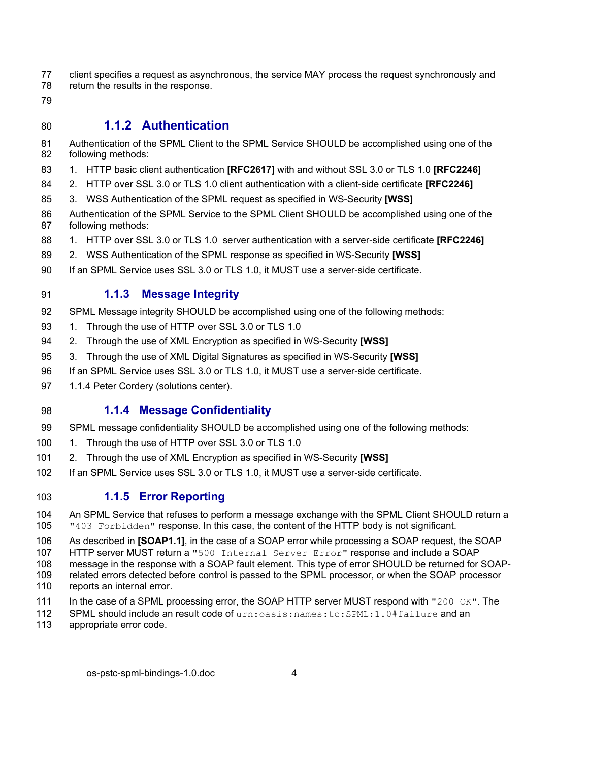client specifies a request as asynchronous, the service MAY process the request synchronously and return the results in the response.

### 1.1.2 Authentication

Authentication of the SPML Client to the SPML Service SHOULD be accomplished using one of the following methods:

1. HTTP basic client authentication **[RFC2617]** with and without SSL 3.0 or TLS 1.0 **[RFC2246]**
2. HTTP over SSL 3.0 or TLS 1.0 client authentication with a client-side certificate **[RFC2246]**
3. WSS Authentication of the SPML request as specified in WS-Security **[WSS]**

Authentication of the SPML Service to the SPML Client SHOULD be accomplished using one of the following methods:

1. HTTP over SSL 3.0 or TLS 1.0 server authentication with a server-side certificate **[RFC2246]**
2. WSS Authentication of the SPML response as specified in WS-Security **[WSS]**

If an SPML Service uses SSL 3.0 or TLS 1.0, it MUST use a server-side certificate.

### 1.1.3 Message Integrity

SPML Message integrity SHOULD be accomplished using one of the following methods:

1. Through the use of HTTP over SSL 3.0 or TLS 1.0
2. Through the use of XML Encryption as specified in WS-Security **[WSS]**
3. Through the use of XML Digital Signatures as specified in WS-Security **[WSS]**

If an SPML Service uses SSL 3.0 or TLS 1.0, it MUST use a server-side certificate.

1.1.4 Peter Cordery (solutions center).

### 1.1.4 Message Confidentiality

SPML message confidentiality SHOULD be accomplished using one of the following methods:

1. Through the use of HTTP over SSL 3.0 or TLS 1.0
2. Through the use of XML Encryption as specified in WS-Security **[WSS]**

If an SPML Service uses SSL 3.0 or TLS 1.0, it MUST use a server-side certificate.

### 1.1.5 Error Reporting

An SPML Service that refuses to perform a message exchange with the SPML Client SHOULD return a "`403 Forbidden`" response. In this case, the content of the HTTP body is not significant.

As described in **[SOAP1.1]**, in the case of a SOAP error while processing a SOAP request, the SOAP HTTP server MUST return a "`500 Internal Server Error`" response and include a SOAP message in the response with a SOAP fault element. This type of error SHOULD be returned for SOAP-related errors detected before control is passed to the SPML processor, or when the SOAP processor reports an internal error.

In the case of a SPML processing error, the SOAP HTTP server MUST respond with "`200 OK`". The SPML should include an result code of `urn:oasis:names:tc:SPML:1.0#failure` and an appropriate error code.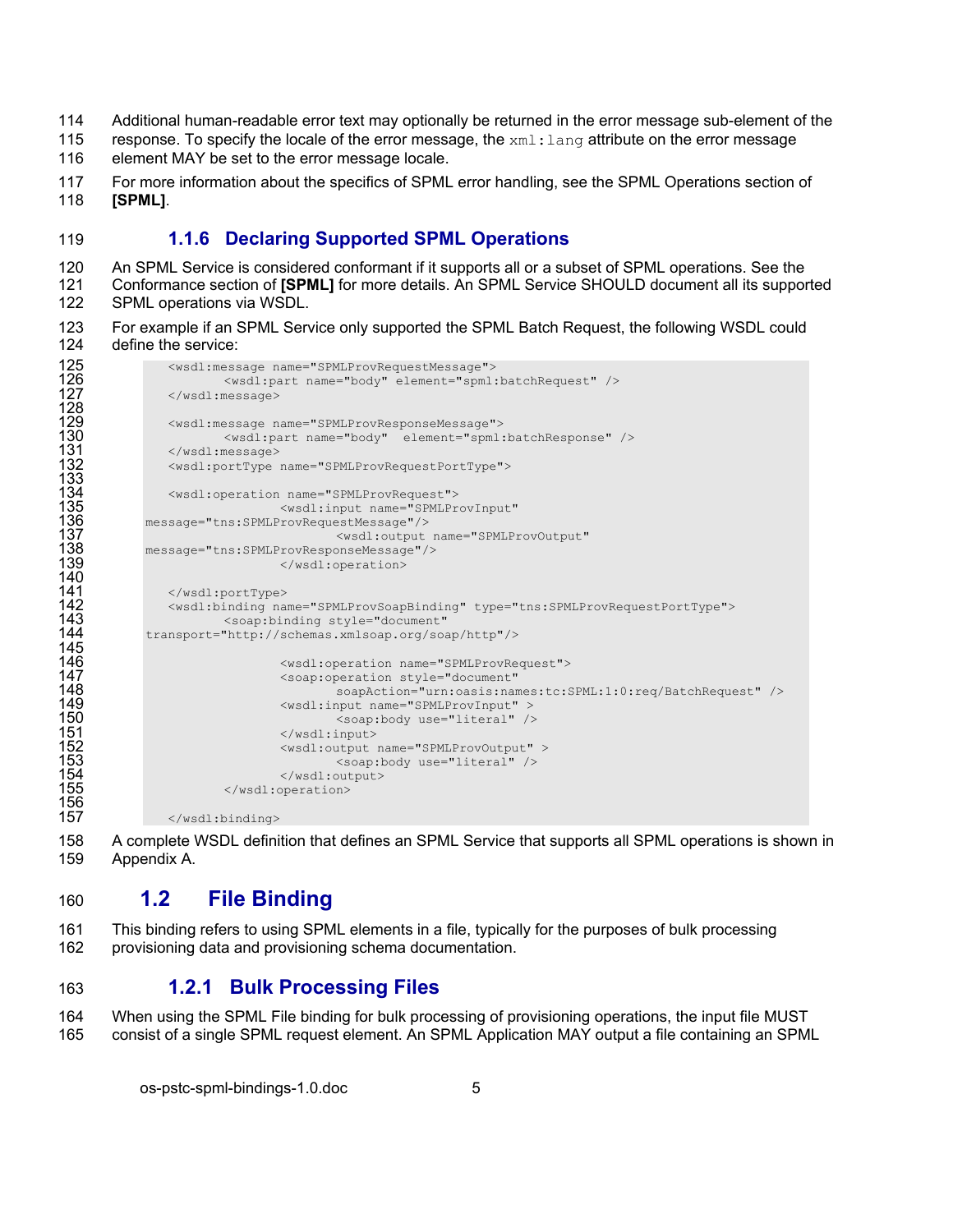Additional human-readable error text may optionally be returned in the error message sub-element of the response. To specify the locale of the error message, the `xml:lang` attribute on the error message element MAY be set to the error message locale.

For more information about the specifics of SPML error handling, see the SPML Operations section of **[SPML]**.

### 1.1.6 Declaring Supported SPML Operations

An SPML Service is considered conformant if it supports all or a subset of SPML operations. See the Conformance section of **[SPML]** for more details. An SPML Service SHOULD document all its supported SPML operations via WSDL.

For example if an SPML Service only supported the SPML Batch Request, the following WSDL could define the service:

```
    <wsdl:message name="SPMLProvRequestMessage">
            <wsdl:part name="body" element="spml:batchRequest" />
    </wsdl:message>

    <wsdl:message name="SPMLProvResponseMessage">
            <wsdl:part name="body"  element="spml:batchResponse" />
    </wsdl:message>
    <wsdl:portType name="SPMLProvRequestPortType">

    <wsdl:operation name="SPMLProvRequest">
                    <wsdl:input name="SPMLProvInput"
message="tns:SPMLProvRequestMessage"/>
                            <wsdl:output name="SPMLProvOutput"
message="tns:SPMLProvResponseMessage"/>
                    </wsdl:operation>

    </wsdl:portType>
    <wsdl:binding name="SPMLProvSoapBinding" type="tns:SPMLProvRequestPortType">
            <soap:binding style="document"
transport="http://schemas.xmlsoap.org/soap/http"/>

                    <wsdl:operation name="SPMLProvRequest">
                    <soap:operation style="document"
                            soapAction="urn:oasis:names:tc:SPML:1:0:req/BatchRequest" />
                    <wsdl:input name="SPMLProvInput" >
                            <soap:body use="literal" />
                    </wsdl:input>
                    <wsdl:output name="SPMLProvOutput" >
                            <soap:body use="literal" />
                    </wsdl:output>
            </wsdl:operation>

    </wsdl:binding>
```

A complete WSDL definition that defines an SPML Service that supports all SPML operations is shown in Appendix A.

## 1.2 File Binding

This binding refers to using SPML elements in a file, typically for the purposes of bulk processing provisioning data and provisioning schema documentation.

### 1.2.1 Bulk Processing Files

When using the SPML File binding for bulk processing of provisioning operations, the input file MUST consist of a single SPML request element. An SPML Application MAY output a file containing an SPML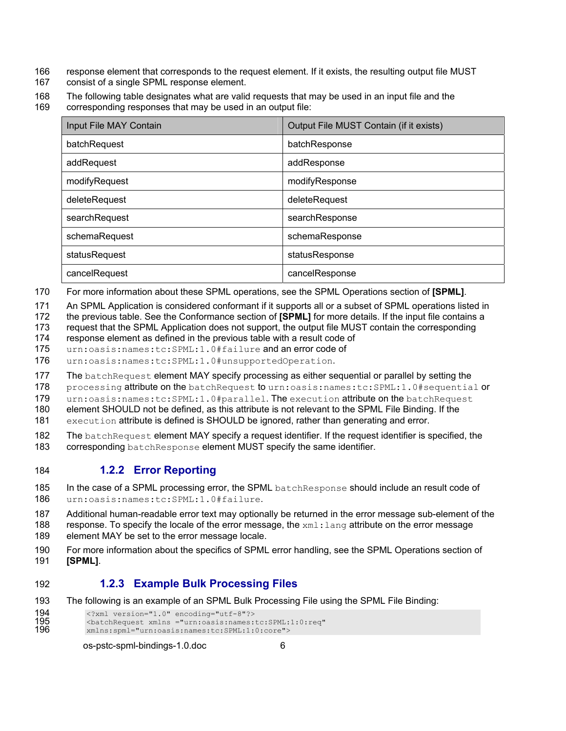response element that corresponds to the request element. If it exists, the resulting output file MUST consist of a single SPML response element.

The following table designates what are valid requests that may be used in an input file and the corresponding responses that may be used in an output file:

| Input File MAY Contain | Output File MUST Contain (if it exists) |
|---|---|
| batchRequest | batchResponse |
| addRequest | addResponse |
| modifyRequest | modifyResponse |
| deleteRequest | deleteRequest |
| searchRequest | searchResponse |
| schemaRequest | schemaResponse |
| statusRequest | statusResponse |
| cancelRequest | cancelResponse |

For more information about these SPML operations, see the SPML Operations section of **[SPML]**.

An SPML Application is considered conformant if it supports all or a subset of SPML operations listed in the previous table. See the Conformance section of **[SPML]** for more details. If the input file contains a request that the SPML Application does not support, the output file MUST contain the corresponding response element as defined in the previous table with a result code of `urn:oasis:names:tc:SPML:1.0#failure` and an error code of `urn:oasis:names:tc:SPML:1.0#unsupportedOperation`.

The `batchRequest` element MAY specify processing as either sequential or parallel by setting the `processing` attribute on the `batchRequest` to `urn:oasis:names:tc:SPML:1.0#sequential` or `urn:oasis:names:tc:SPML:1.0#parallel`. The `execution` attribute on the `batchRequest` element SHOULD not be defined, as this attribute is not relevant to the SPML File Binding. If the `execution` attribute is defined is SHOULD be ignored, rather than generating and error.

The `batchRequest` element MAY specify a request identifier. If the request identifier is specified, the corresponding `batchResponse` element MUST specify the same identifier.

### 1.2.2 Error Reporting

In the case of a SPML processing error, the SPML `batchResponse` should include an result code of `urn:oasis:names:tc:SPML:1.0#failure`.

Additional human-readable error text may optionally be returned in the error message sub-element of the response. To specify the locale of the error message, the `xml:lang` attribute on the error message element MAY be set to the error message locale.

For more information about the specifics of SPML error handling, see the SPML Operations section of **[SPML]**.

### 1.2.3 Example Bulk Processing Files

The following is an example of an SPML Bulk Processing File using the SPML File Binding:

```
<?xml version="1.0" encoding="utf-8"?>
<batchRequest xmlns ="urn:oasis:names:tc:SPML:1:0:req"
xmlns:spml="urn:oasis:names:tc:SPML:1:0:core">
```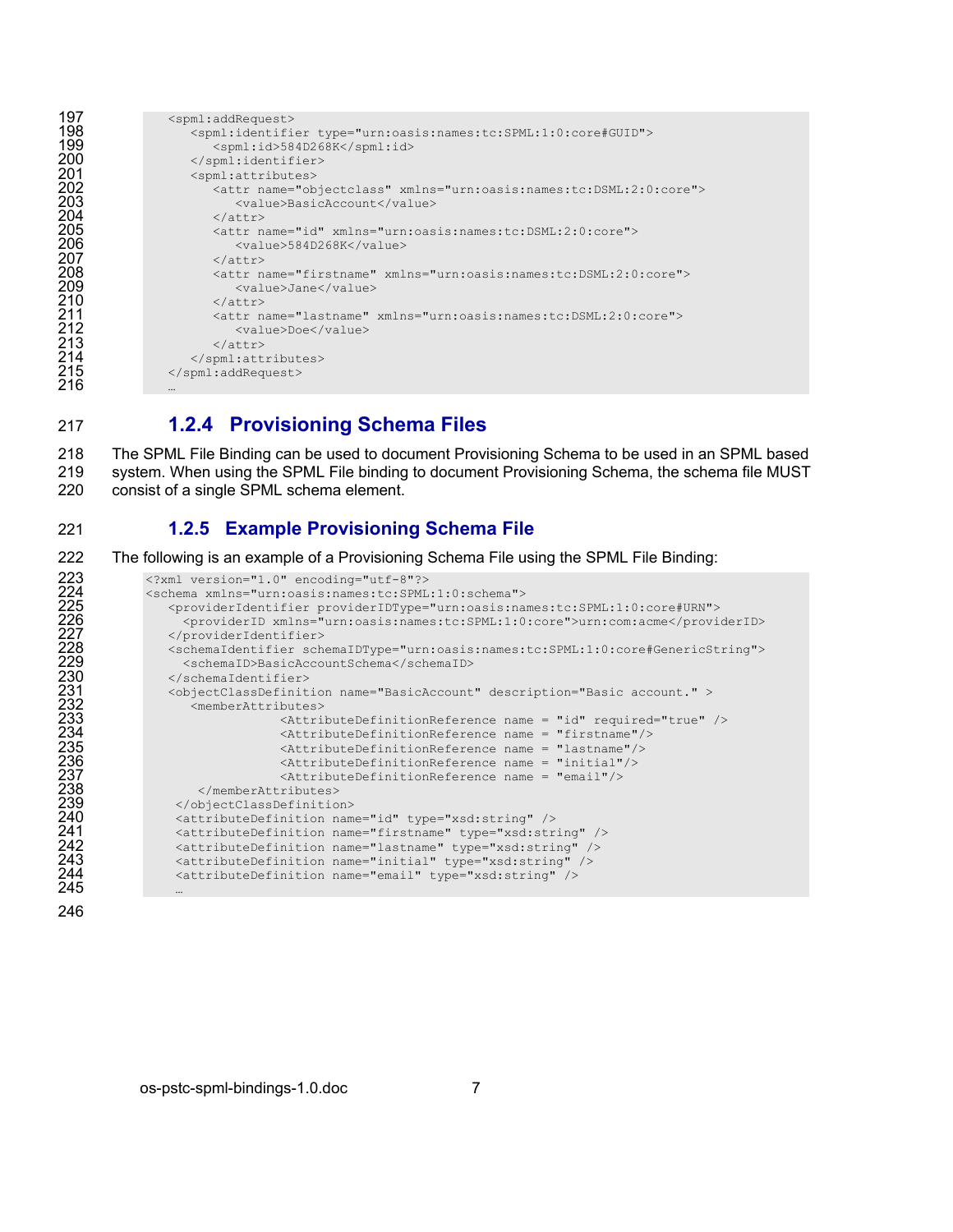```
<spml:addRequest>
   <spml:identifier type="urn:oasis:names:tc:SPML:1:0:core#GUID">
      <spml:id>584D268K</spml:id>
   </spml:identifier>
   <spml:attributes>
      <attr name="objectclass" xmlns="urn:oasis:names:tc:DSML:2:0:core">
         <value>BasicAccount</value>
      </attr>
      <attr name="id" xmlns="urn:oasis:names:tc:DSML:2:0:core">
         <value>584D268K</value>
      </attr>
      <attr name="firstname" xmlns="urn:oasis:names:tc:DSML:2:0:core">
         <value>Jane</value>
      </attr>
      <attr name="lastname" xmlns="urn:oasis:names:tc:DSML:2:0:core">
         <value>Doe</value>
      </attr>
   </spml:attributes>
</spml:addRequest>
…
```

### 1.2.4 Provisioning Schema Files

The SPML File Binding can be used to document Provisioning Schema to be used in an SPML based system. When using the SPML File binding to document Provisioning Schema, the schema file MUST consist of a single SPML schema element.

### 1.2.5 Example Provisioning Schema File

The following is an example of a Provisioning Schema File using the SPML File Binding:

```
<?xml version="1.0" encoding="utf-8"?>
<schema xmlns="urn:oasis:names:tc:SPML:1:0:schema">
   <providerIdentifier providerIDType="urn:oasis:names:tc:SPML:1:0:core#URN">
     <providerID xmlns="urn:oasis:names:tc:SPML:1:0:core">urn:com:acme</providerID>
   </providerIdentifier>
   <schemaIdentifier schemaIDType="urn:oasis:names:tc:SPML:1:0:core#GenericString">
     <schemaID>BasicAccountSchema</schemaID>
   </schemaIdentifier>
   <objectClassDefinition name="BasicAccount" description="Basic account." >
      <memberAttributes>
               <AttributeDefinitionReference name = "id" required="true" />
               <AttributeDefinitionReference name = "firstname"/>
               <AttributeDefinitionReference name = "lastname"/>
               <AttributeDefinitionReference name = "initial"/>
               <AttributeDefinitionReference name = "email"/>
       </memberAttributes>
    </objectClassDefinition>
    <attributeDefinition name="id" type="xsd:string" />
    <attributeDefinition name="firstname" type="xsd:string" />
    <attributeDefinition name="lastname" type="xsd:string" />
    <attributeDefinition name="initial" type="xsd:string" />
    <attributeDefinition name="email" type="xsd:string" />
    …
```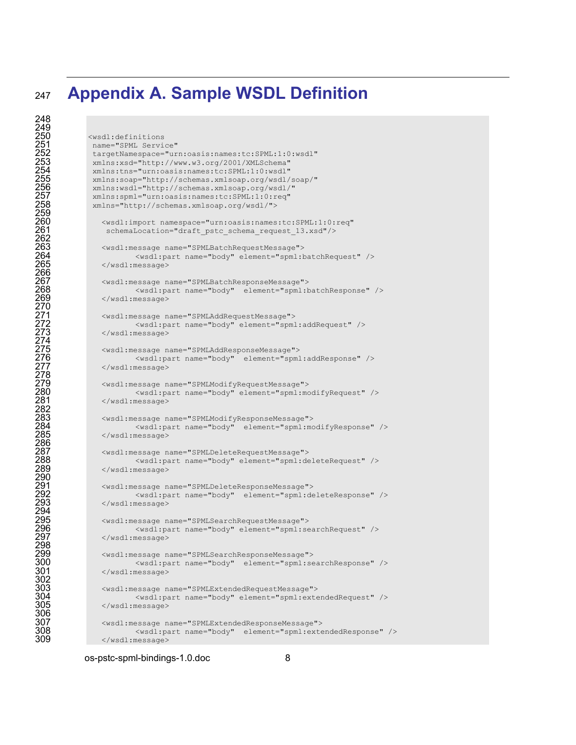# Appendix A. Sample WSDL Definition

```
<wsdl:definitions
 name="SPML Service"
 targetNamespace="urn:oasis:names:tc:SPML:1:0:wsdl"
 xmlns:xsd="http://www.w3.org/2001/XMLSchema"
 xmlns:tns="urn:oasis:names:tc:SPML:1:0:wsdl"
 xmlns:soap="http://schemas.xmlsoap.org/wsdl/soap/"
 xmlns:wsdl="http://schemas.xmlsoap.org/wsdl/"
 xmlns:spml="urn:oasis:names:tc:SPML:1:0:req"
 xmlns="http://schemas.xmlsoap.org/wsdl/">

   <wsdl:import namespace="urn:oasis:names:tc:SPML:1:0:req"
    schemaLocation="draft_pstc_schema_request_13.xsd"/>

   <wsdl:message name="SPMLBatchRequestMessage">
           <wsdl:part name="body" element="spml:batchRequest" />
   </wsdl:message>

   <wsdl:message name="SPMLBatchResponseMessage">
           <wsdl:part name="body"  element="spml:batchResponse" />
   </wsdl:message>

   <wsdl:message name="SPMLAddRequestMessage">
           <wsdl:part name="body" element="spml:addRequest" />
   </wsdl:message>

   <wsdl:message name="SPMLAddResponseMessage">
           <wsdl:part name="body"  element="spml:addResponse" />
   </wsdl:message>

   <wsdl:message name="SPMLModifyRequestMessage">
           <wsdl:part name="body" element="spml:modifyRequest" />
   </wsdl:message>

   <wsdl:message name="SPMLModifyResponseMessage">
           <wsdl:part name="body"  element="spml:modifyResponse" />
   </wsdl:message>

   <wsdl:message name="SPMLDeleteRequestMessage">
           <wsdl:part name="body" element="spml:deleteRequest" />
   </wsdl:message>

   <wsdl:message name="SPMLDeleteResponseMessage">
           <wsdl:part name="body"  element="spml:deleteResponse" />
   </wsdl:message>

   <wsdl:message name="SPMLSearchRequestMessage">
           <wsdl:part name="body" element="spml:searchRequest" />
   </wsdl:message>

   <wsdl:message name="SPMLSearchResponseMessage">
           <wsdl:part name="body"  element="spml:searchResponse" />
   </wsdl:message>

   <wsdl:message name="SPMLExtendedRequestMessage">
           <wsdl:part name="body" element="spml:extendedRequest" />
   </wsdl:message>

   <wsdl:message name="SPMLExtendedResponseMessage">
           <wsdl:part name="body"  element="spml:extendedResponse" />
   </wsdl:message>
```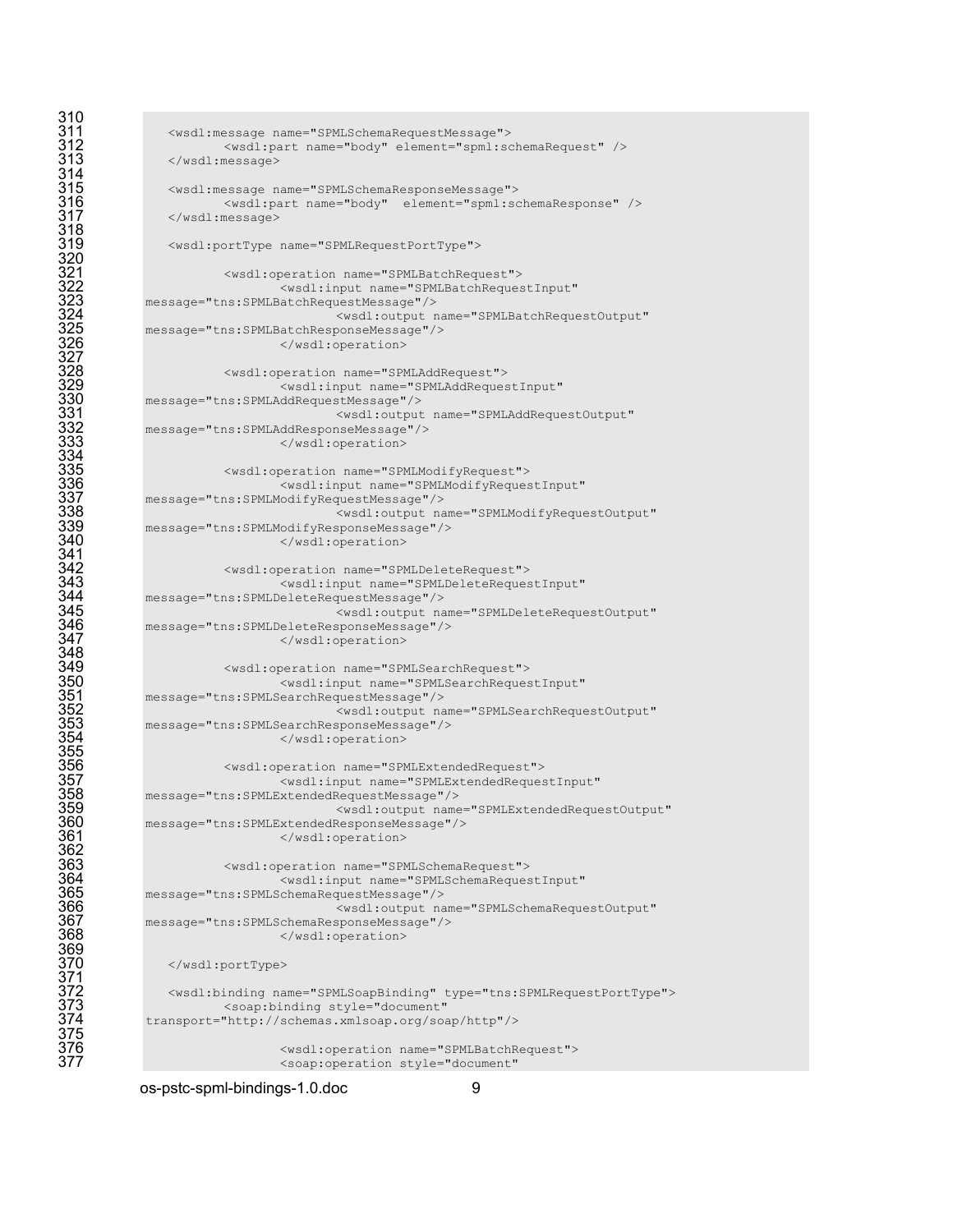```
   <wsdl:message name="SPMLSchemaRequestMessage">
          <wsdl:part name="body" element="spml:schemaRequest" />
   </wsdl:message>

   <wsdl:message name="SPMLSchemaResponseMessage">
          <wsdl:part name="body"  element="spml:schemaResponse" />
   </wsdl:message>

   <wsdl:portType name="SPMLRequestPortType">

          <wsdl:operation name="SPMLBatchRequest">
                 <wsdl:input name="SPMLBatchRequestInput"
message="tns:SPMLBatchRequestMessage"/>
                        <wsdl:output name="SPMLBatchRequestOutput"
message="tns:SPMLBatchResponseMessage"/>
                 </wsdl:operation>

          <wsdl:operation name="SPMLAddRequest">
                 <wsdl:input name="SPMLAddRequestInput"
message="tns:SPMLAddRequestMessage"/>
                        <wsdl:output name="SPMLAddRequestOutput"
message="tns:SPMLAddResponseMessage"/>
                 </wsdl:operation>

          <wsdl:operation name="SPMLModifyRequest">
                 <wsdl:input name="SPMLModifyRequestInput"
message="tns:SPMLModifyRequestMessage"/>
                        <wsdl:output name="SPMLModifyRequestOutput"
message="tns:SPMLModifyResponseMessage"/>
                 </wsdl:operation>

          <wsdl:operation name="SPMLDeleteRequest">
                 <wsdl:input name="SPMLDeleteRequestInput"
message="tns:SPMLDeleteRequestMessage"/>
                        <wsdl:output name="SPMLDeleteRequestOutput"
message="tns:SPMLDeleteResponseMessage"/>
                 </wsdl:operation>

          <wsdl:operation name="SPMLSearchRequest">
                 <wsdl:input name="SPMLSearchRequestInput"
message="tns:SPMLSearchRequestMessage"/>
                        <wsdl:output name="SPMLSearchRequestOutput"
message="tns:SPMLSearchResponseMessage"/>
                 </wsdl:operation>

          <wsdl:operation name="SPMLExtendedRequest">
                 <wsdl:input name="SPMLExtendedRequestInput"
message="tns:SPMLExtendedRequestMessage"/>
                        <wsdl:output name="SPMLExtendedRequestOutput"
message="tns:SPMLExtendedResponseMessage"/>
                 </wsdl:operation>

          <wsdl:operation name="SPMLSchemaRequest">
                 <wsdl:input name="SPMLSchemaRequestInput"
message="tns:SPMLSchemaRequestMessage"/>
                        <wsdl:output name="SPMLSchemaRequestOutput"
message="tns:SPMLSchemaResponseMessage"/>
                 </wsdl:operation>

   </wsdl:portType>

   <wsdl:binding name="SPMLSoapBinding" type="tns:SPMLRequestPortType">
          <soap:binding style="document"
transport="http://schemas.xmlsoap.org/soap/http"/>

                 <wsdl:operation name="SPMLBatchRequest">
                 <soap:operation style="document"
```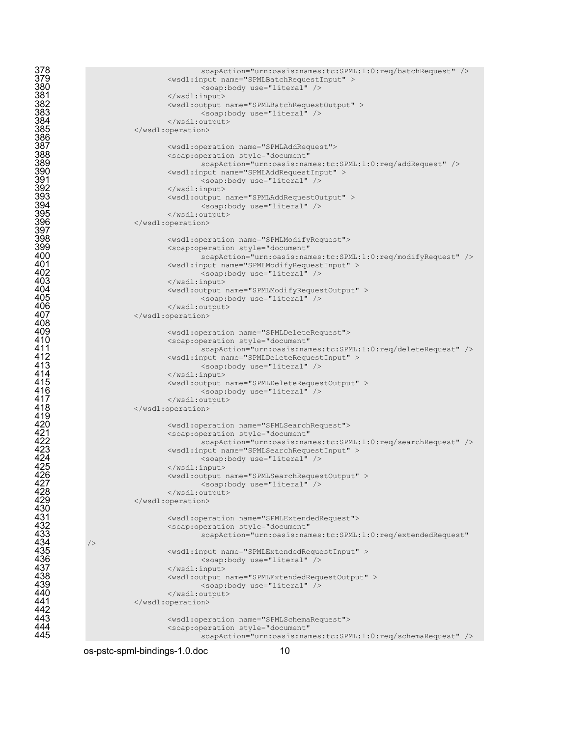```
                        soapAction="urn:oasis:names:tc:SPML:1:0:req/batchRequest" />
                <wsdl:input name="SPMLBatchRequestInput" >
                        <soap:body use="literal" />
                </wsdl:input>
                <wsdl:output name="SPMLBatchRequestOutput" >
                        <soap:body use="literal" />
                </wsdl:output>
        </wsdl:operation>

                <wsdl:operation name="SPMLAddRequest">
                <soap:operation style="document"
                        soapAction="urn:oasis:names:tc:SPML:1:0:req/addRequest" />
                <wsdl:input name="SPMLAddRequestInput" >
                        <soap:body use="literal" />
                </wsdl:input>
                <wsdl:output name="SPMLAddRequestOutput" >
                        <soap:body use="literal" />
                </wsdl:output>
        </wsdl:operation>

                <wsdl:operation name="SPMLModifyRequest">
                <soap:operation style="document"
                        soapAction="urn:oasis:names:tc:SPML:1:0:req/modifyRequest" />
                <wsdl:input name="SPMLModifyRequestInput" >
                        <soap:body use="literal" />
                </wsdl:input>
                <wsdl:output name="SPMLModifyRequestOutput" >
                        <soap:body use="literal" />
                </wsdl:output>
        </wsdl:operation>

                <wsdl:operation name="SPMLDeleteRequest">
                <soap:operation style="document"
                        soapAction="urn:oasis:names:tc:SPML:1:0:req/deleteRequest" />
                <wsdl:input name="SPMLDeleteRequestInput" >
                        <soap:body use="literal" />
                </wsdl:input>
                <wsdl:output name="SPMLDeleteRequestOutput" >
                        <soap:body use="literal" />
                </wsdl:output>
        </wsdl:operation>

                <wsdl:operation name="SPMLSearchRequest">
                <soap:operation style="document"
                        soapAction="urn:oasis:names:tc:SPML:1:0:req/searchRequest" />
                <wsdl:input name="SPMLSearchRequestInput" >
                        <soap:body use="literal" />
                </wsdl:input>
                <wsdl:output name="SPMLSearchRequestOutput" >
                        <soap:body use="literal" />
                </wsdl:output>
        </wsdl:operation>

                <wsdl:operation name="SPMLExtendedRequest">
                <soap:operation style="document"
                        soapAction="urn:oasis:names:tc:SPML:1:0:req/extendedRequest"
/>
                <wsdl:input name="SPMLExtendedRequestInput" >
                        <soap:body use="literal" />
                </wsdl:input>
                <wsdl:output name="SPMLExtendedRequestOutput" >
                        <soap:body use="literal" />
                </wsdl:output>
        </wsdl:operation>

                <wsdl:operation name="SPMLSchemaRequest">
                <soap:operation style="document"
                        soapAction="urn:oasis:names:tc:SPML:1:0:req/schemaRequest" />
```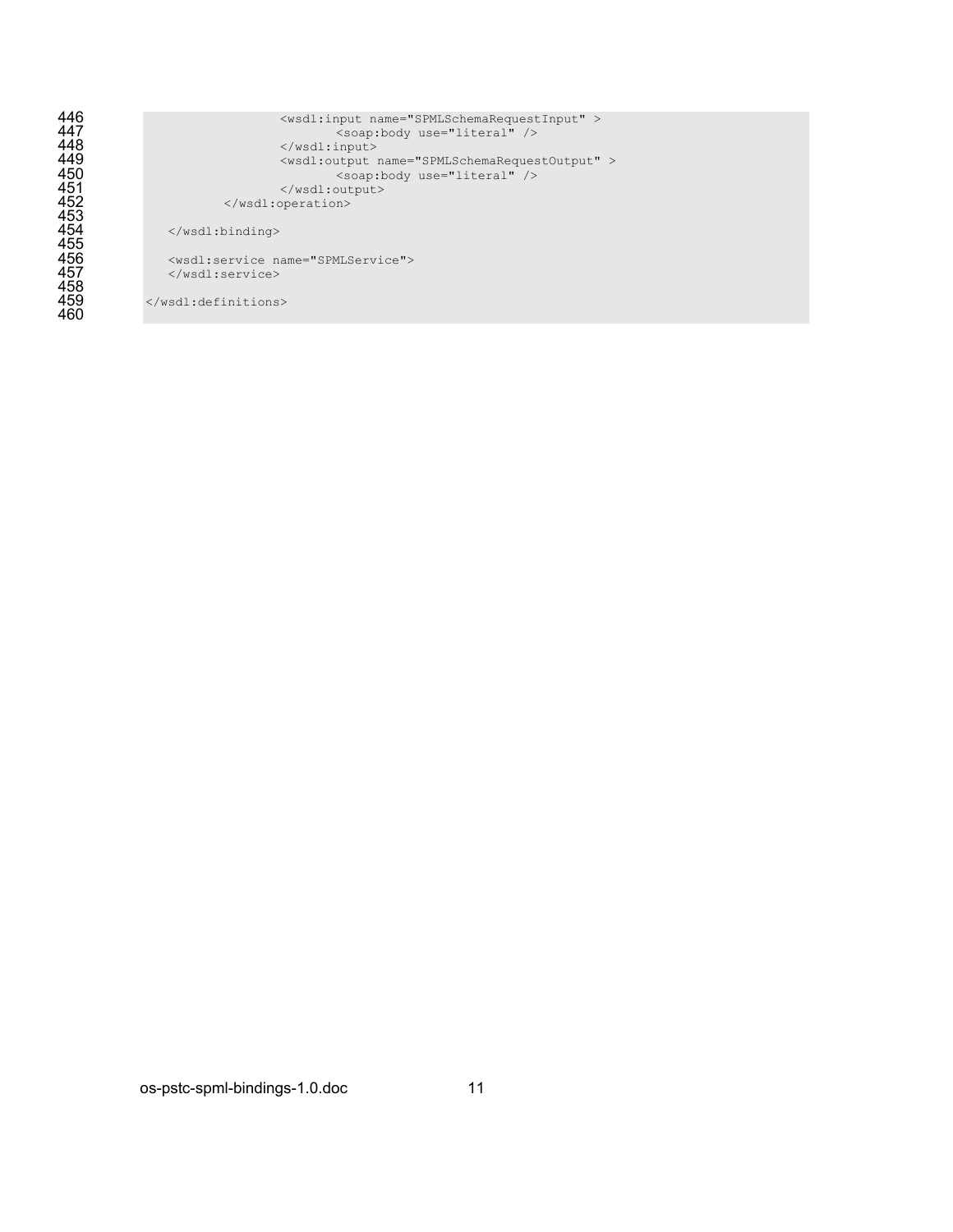```
                    <wsdl:input name="SPMLSchemaRequestInput" >
                            <soap:body use="literal" />
                    </wsdl:input>
                    <wsdl:output name="SPMLSchemaRequestOutput" >
                            <soap:body use="literal" />
                    </wsdl:output>
            </wsdl:operation>

    </wsdl:binding>

    <wsdl:service name="SPMLService">
    </wsdl:service>

</wsdl:definitions>
```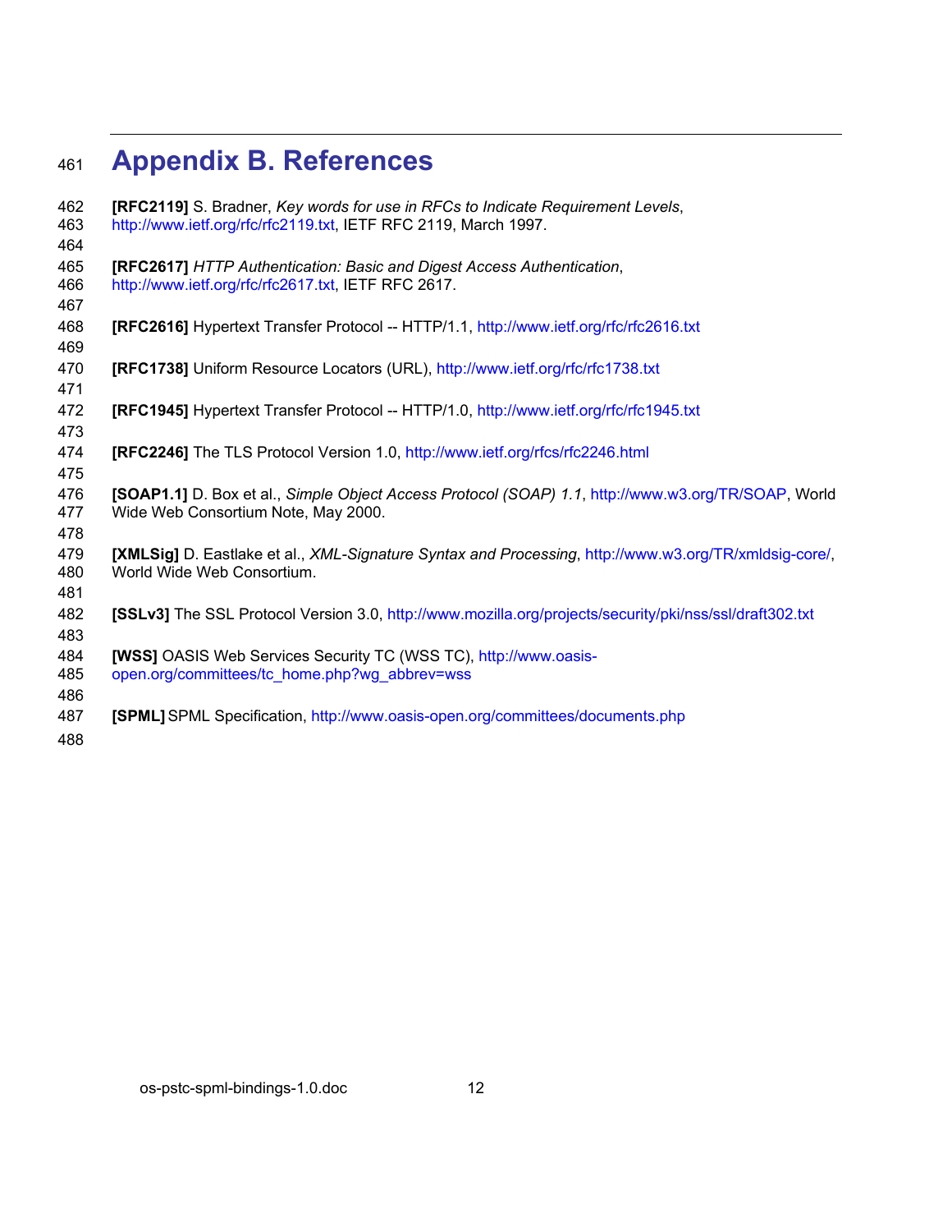# Appendix B. References

**[RFC2119]** S. Bradner, *Key words for use in RFCs to Indicate Requirement Levels*, http://www.ietf.org/rfc/rfc2119.txt, IETF RFC 2119, March 1997.

**[RFC2617]** *HTTP Authentication: Basic and Digest Access Authentication*, http://www.ietf.org/rfc/rfc2617.txt, IETF RFC 2617.

**[RFC2616]** Hypertext Transfer Protocol -- HTTP/1.1, http://www.ietf.org/rfc/rfc2616.txt

**[RFC1738]** Uniform Resource Locators (URL), http://www.ietf.org/rfc/rfc1738.txt

**[RFC1945]** Hypertext Transfer Protocol -- HTTP/1.0, http://www.ietf.org/rfc/rfc1945.txt

**[RFC2246]** The TLS Protocol Version 1.0, http://www.ietf.org/rfcs/rfc2246.html

**[SOAP1.1]** D. Box et al., *Simple Object Access Protocol (SOAP) 1.1*, http://www.w3.org/TR/SOAP, World Wide Web Consortium Note, May 2000.

**[XMLSig]** D. Eastlake et al., *XML-Signature Syntax and Processing*, http://www.w3.org/TR/xmldsig-core/, World Wide Web Consortium.

**[SSLv3]** The SSL Protocol Version 3.0, http://www.mozilla.org/projects/security/pki/nss/ssl/draft302.txt

**[WSS]** OASIS Web Services Security TC (WSS TC), http://www.oasis-open.org/committees/tc_home.php?wg_abbrev=wss

**[SPML]** SPML Specification, http://www.oasis-open.org/committees/documents.php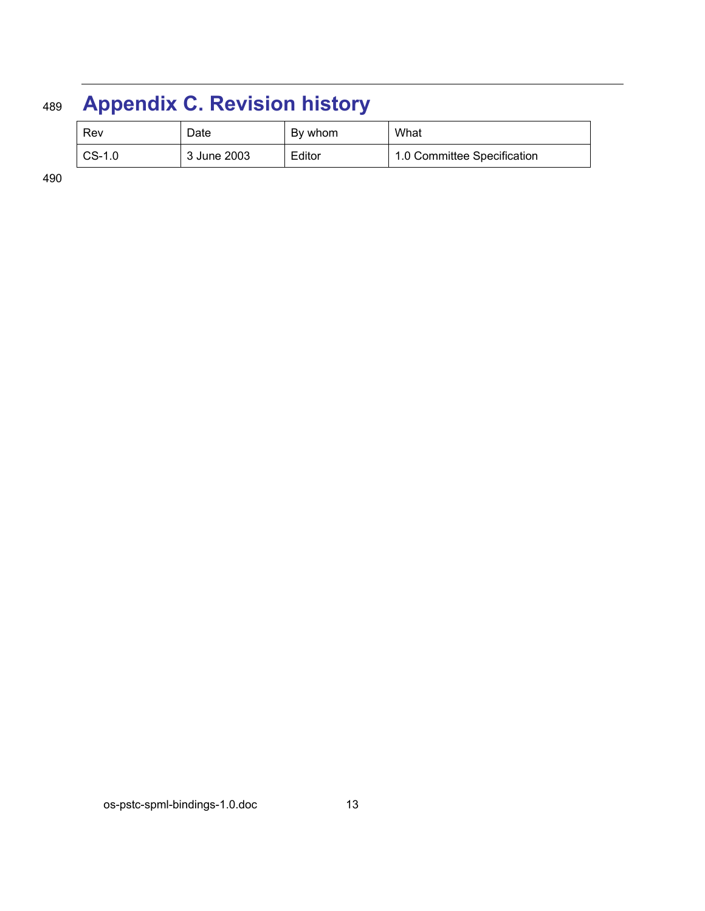# Appendix C. Revision history

| Rev | Date | By whom | What |
| --- | --- | --- | --- |
| CS-1.0 | 3 June 2003 | Editor | 1.0 Committee Specification |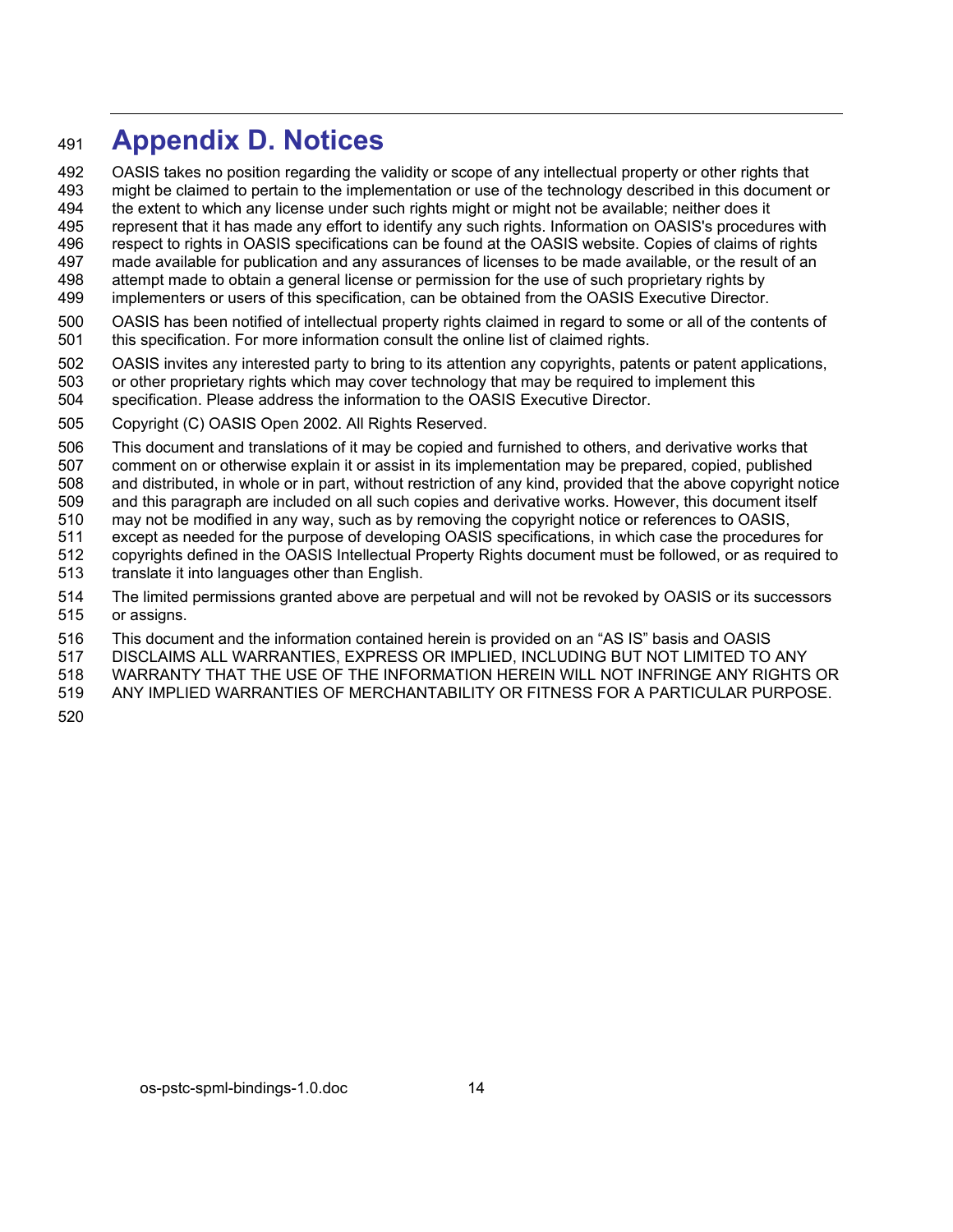# Appendix D. Notices

OASIS takes no position regarding the validity or scope of any intellectual property or other rights that might be claimed to pertain to the implementation or use of the technology described in this document or the extent to which any license under such rights might or might not be available; neither does it represent that it has made any effort to identify any such rights. Information on OASIS's procedures with respect to rights in OASIS specifications can be found at the OASIS website. Copies of claims of rights made available for publication and any assurances of licenses to be made available, or the result of an attempt made to obtain a general license or permission for the use of such proprietary rights by implementers or users of this specification, can be obtained from the OASIS Executive Director.

OASIS has been notified of intellectual property rights claimed in regard to some or all of the contents of this specification. For more information consult the online list of claimed rights.

OASIS invites any interested party to bring to its attention any copyrights, patents or patent applications, or other proprietary rights which may cover technology that may be required to implement this specification. Please address the information to the OASIS Executive Director.

Copyright (C) OASIS Open 2002. All Rights Reserved.

This document and translations of it may be copied and furnished to others, and derivative works that comment on or otherwise explain it or assist in its implementation may be prepared, copied, published and distributed, in whole or in part, without restriction of any kind, provided that the above copyright notice and this paragraph are included on all such copies and derivative works. However, this document itself may not be modified in any way, such as by removing the copyright notice or references to OASIS, except as needed for the purpose of developing OASIS specifications, in which case the procedures for copyrights defined in the OASIS Intellectual Property Rights document must be followed, or as required to translate it into languages other than English.

The limited permissions granted above are perpetual and will not be revoked by OASIS or its successors or assigns.

This document and the information contained herein is provided on an "AS IS" basis and OASIS DISCLAIMS ALL WARRANTIES, EXPRESS OR IMPLIED, INCLUDING BUT NOT LIMITED TO ANY WARRANTY THAT THE USE OF THE INFORMATION HEREIN WILL NOT INFRINGE ANY RIGHTS OR ANY IMPLIED WARRANTIES OF MERCHANTABILITY OR FITNESS FOR A PARTICULAR PURPOSE.